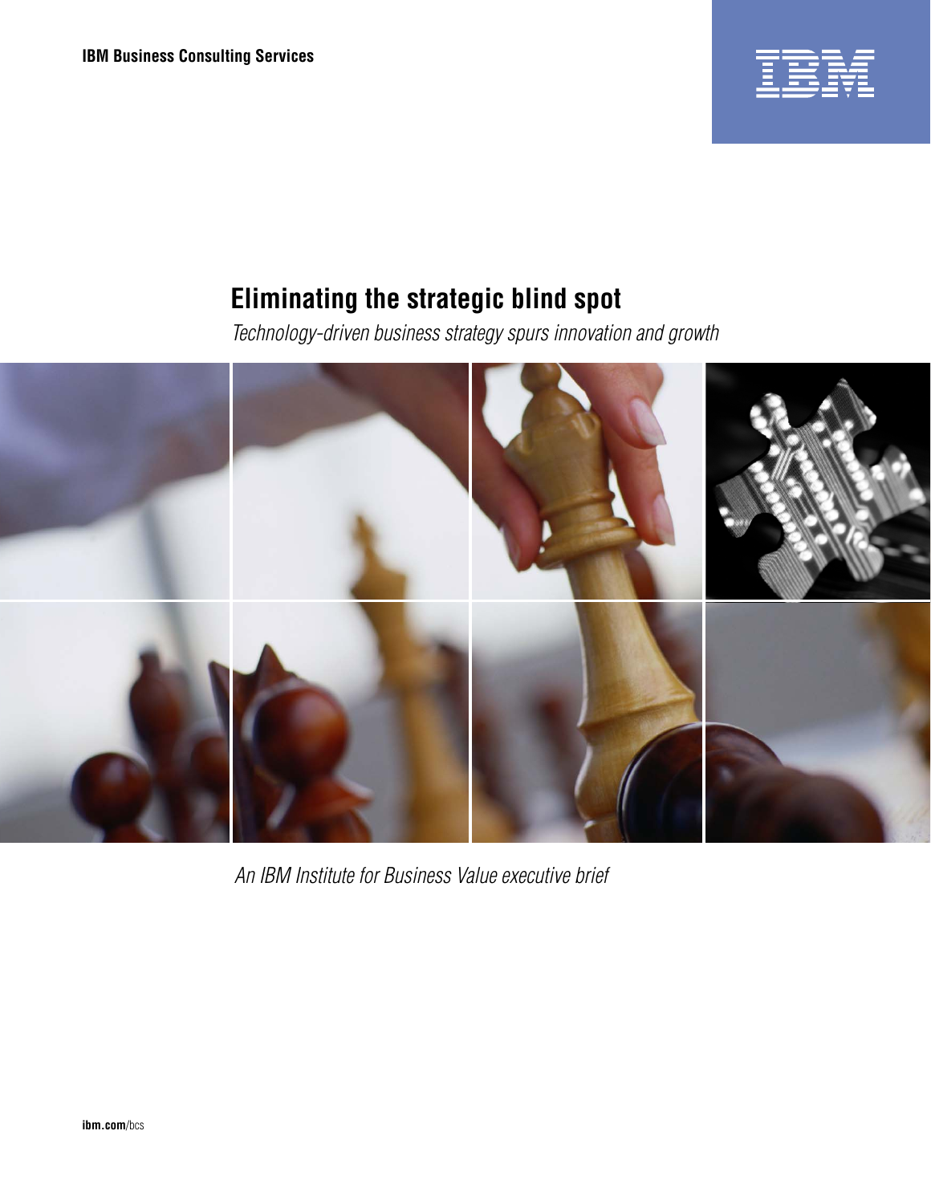IBM Business Consulting Services

# Eliminating the strategic blind spot

*Technology-driven business strategy spurs innovation and growth*

*An IBM Institute for Business Value executive brief*

**ibm.com**/bcs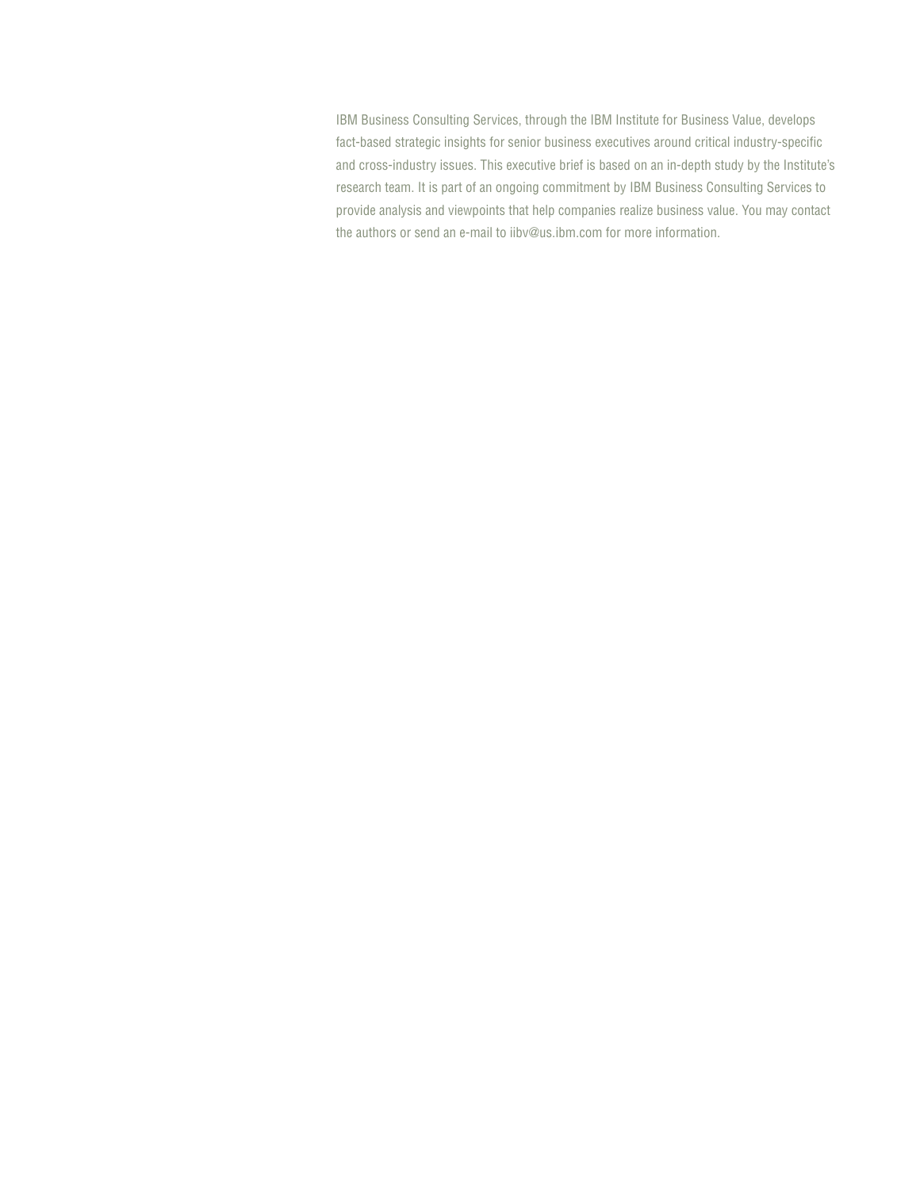IBM Business Consulting Services, through the IBM Institute for Business Value, develops fact-based strategic insights for senior business executives around critical industry-specific and cross-industry issues. This executive brief is based on an in-depth study by the Institute's research team. It is part of an ongoing commitment by IBM Business Consulting Services to provide analysis and viewpoints that help companies realize business value. You may contact the authors or send an e-mail to iibv@us.ibm.com for more information.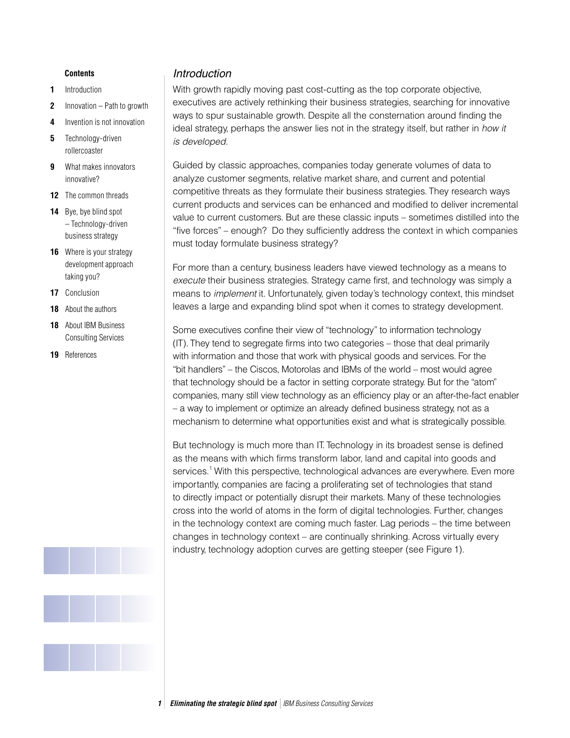## Contents

1 Introduction
2 Innovation – Path to growth
4 Invention is not innovation
5 Technology-driven rollercoaster
9 What makes innovators innovative?
12 The common threads
14 Bye, bye blind spot – Technology-driven business strategy
16 Where is your strategy development approach taking you?
17 Conclusion
18 About the authors
18 About IBM Business Consulting Services
19 References

## *Introduction*

With growth rapidly moving past cost-cutting as the top corporate objective, executives are actively rethinking their business strategies, searching for innovative ways to spur sustainable growth. Despite all the consternation around finding the ideal strategy, perhaps the answer lies not in the strategy itself, but rather in *how it is developed*.

Guided by classic approaches, companies today generate volumes of data to analyze customer segments, relative market share, and current and potential competitive threats as they formulate their business strategies. They research ways current products and services can be enhanced and modified to deliver incremental value to current customers. But are these classic inputs – sometimes distilled into the "five forces" – enough? Do they sufficiently address the context in which companies must today formulate business strategy?

For more than a century, business leaders have viewed technology as a means to *execute* their business strategies. Strategy came first, and technology was simply a means to *implement* it. Unfortunately, given today's technology context, this mindset leaves a large and expanding blind spot when it comes to strategy development.

Some executives confine their view of "technology" to information technology (IT). They tend to segregate firms into two categories – those that deal primarily with information and those that work with physical goods and services. For the "bit handlers" – the Ciscos, Motorolas and IBMs of the world – most would agree that technology should be a factor in setting corporate strategy. But for the "atom" companies, many still view technology as an efficiency play or an after-the-fact enabler – a way to implement or optimize an already defined business strategy, not as a mechanism to determine what opportunities exist and what is strategically possible.

But technology is much more than IT. Technology in its broadest sense is defined as the means with which firms transform labor, land and capital into goods and services.[1] With this perspective, technological advances are everywhere. Even more importantly, companies are facing a proliferating set of technologies that stand to directly impact or potentially disrupt their markets. Many of these technologies cross into the world of atoms in the form of digital technologies. Further, changes in the technology context are coming much faster. Lag periods – the time between changes in technology context – are continually shrinking. Across virtually every industry, technology adoption curves are getting steeper (see Figure 1).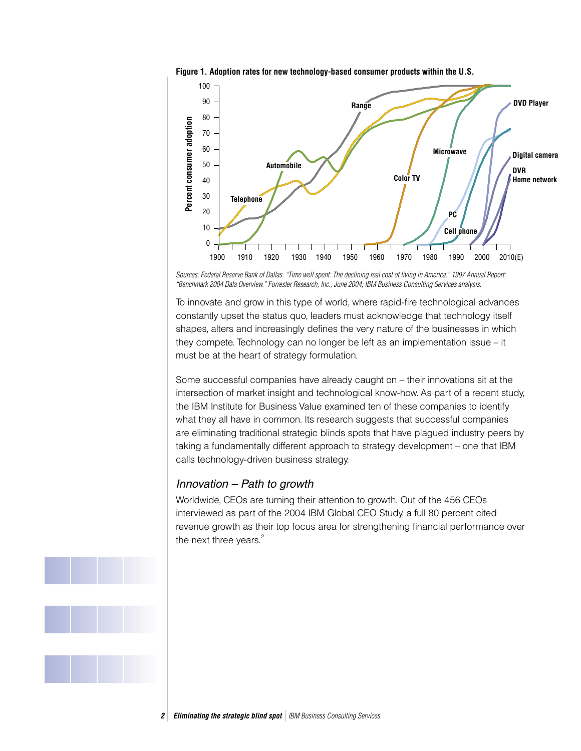**Figure 1. Adoption rates for new technology-based consumer products within the U.S.**

*Sources: Federal Reserve Bank of Dallas. "Time well spent: The declining real cost of living in America." 1997 Annual Report; "Benchmark 2004 Data Overview." Forrester Research, Inc., June 2004; IBM Business Consulting Services analysis.*

To innovate and grow in this type of world, where rapid-fire technological advances constantly upset the status quo, leaders must acknowledge that technology itself shapes, alters and increasingly defines the very nature of the businesses in which they compete. Technology can no longer be left as an implementation issue – it must be at the heart of strategy formulation.

Some successful companies have already caught on – their innovations sit at the intersection of market insight and technological know-how. As part of a recent study, the IBM Institute for Business Value examined ten of these companies to identify what they all have in common. Its research suggests that successful companies are eliminating traditional strategic blinds spots that have plagued industry peers by taking a fundamentally different approach to strategy development – one that IBM calls technology-driven business strategy.

## *Innovation – Path to growth*

Worldwide, CEOs are turning their attention to growth. Out of the 456 CEOs interviewed as part of the 2004 IBM Global CEO Study, a full 80 percent cited revenue growth as their top focus area for strengthening financial performance over the next three years.[2]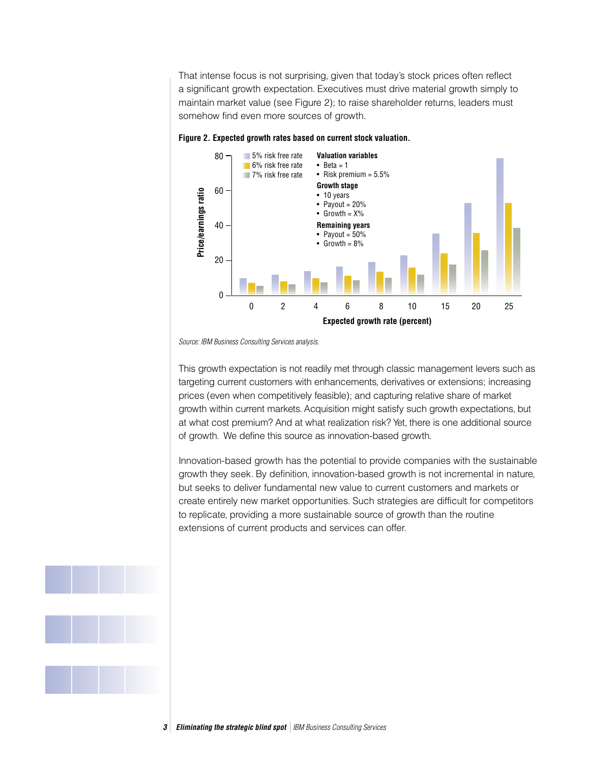That intense focus is not surprising, given that today's stock prices often reflect a significant growth expectation. Executives must drive material growth simply to maintain market value (see Figure 2); to raise shareholder returns, leaders must somehow find even more sources of growth.

**Figure 2. Expected growth rates based on current stock valuation.**

Source: IBM Business Consulting Services analysis.

This growth expectation is not readily met through classic management levers such as targeting current customers with enhancements, derivatives or extensions; increasing prices (even when competitively feasible); and capturing relative share of market growth within current markets. Acquisition might satisfy such growth expectations, but at what cost premium? And at what realization risk? Yet, there is one additional source of growth. We define this source as innovation-based growth.

Innovation-based growth has the potential to provide companies with the sustainable growth they seek. By definition, innovation-based growth is not incremental in nature, but seeks to deliver fundamental new value to current customers and markets or create entirely new market opportunities. Such strategies are difficult for competitors to replicate, providing a more sustainable source of growth than the routine extensions of current products and services can offer.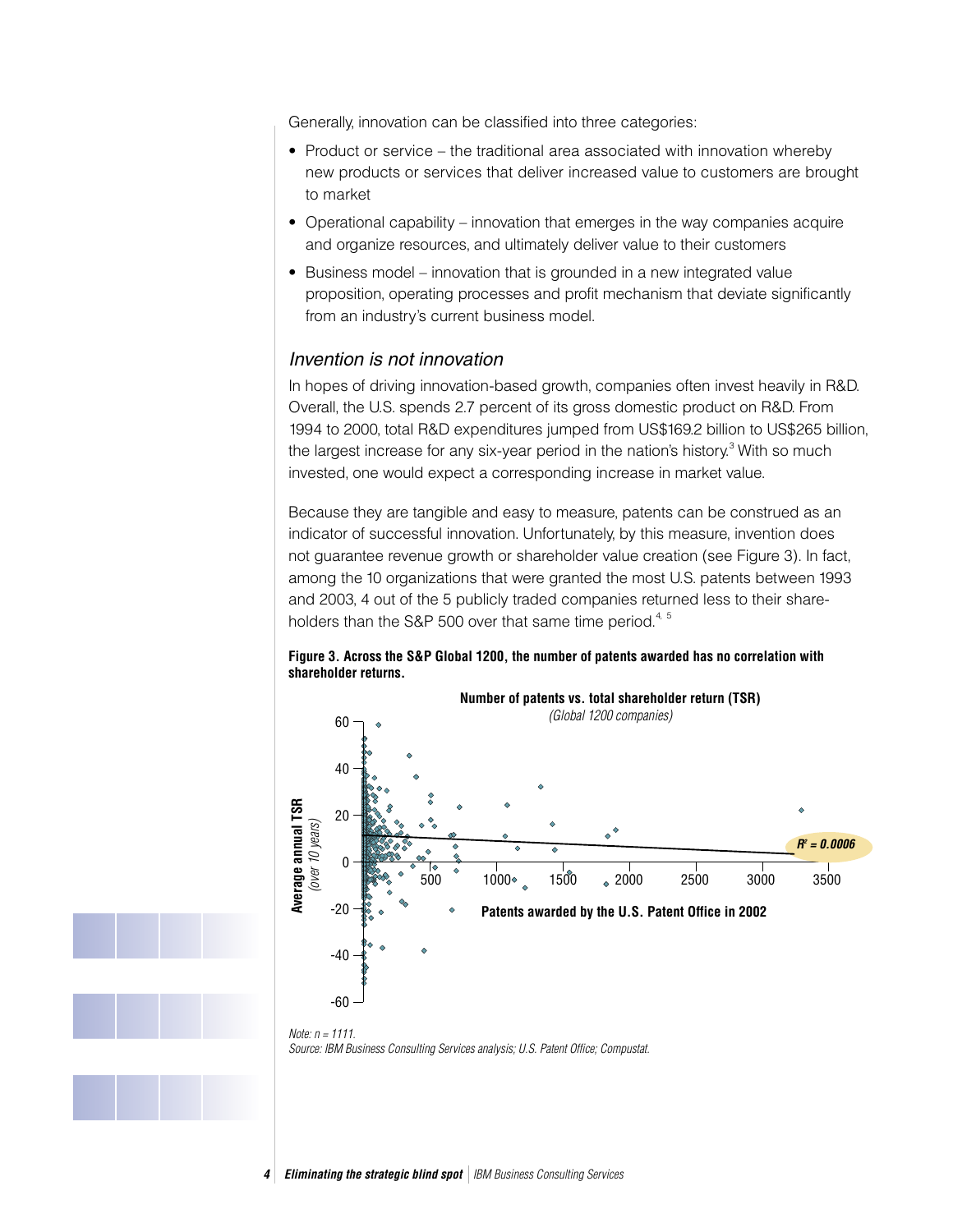Generally, innovation can be classified into three categories:

- Product or service – the traditional area associated with innovation whereby new products or services that deliver increased value to customers are brought to market
- Operational capability – innovation that emerges in the way companies acquire and organize resources, and ultimately deliver value to their customers
- Business model – innovation that is grounded in a new integrated value proposition, operating processes and profit mechanism that deviate significantly from an industry's current business model.

## *Invention is not innovation*

In hopes of driving innovation-based growth, companies often invest heavily in R&D. Overall, the U.S. spends 2.7 percent of its gross domestic product on R&D. From 1994 to 2000, total R&D expenditures jumped from US$169.2 billion to US$265 billion, the largest increase for any six-year period in the nation's history.[3] With so much invested, one would expect a corresponding increase in market value.

Because they are tangible and easy to measure, patents can be construed as an indicator of successful innovation. Unfortunately, by this measure, invention does not guarantee revenue growth or shareholder value creation (see Figure 3). In fact, among the 10 organizations that were granted the most U.S. patents between 1993 and 2003, 4 out of the 5 publicly traded companies returned less to their shareholders than the S&P 500 over that same time period.[4, 5]

**Figure 3. Across the S&P Global 1200, the number of patents awarded has no correlation with shareholder returns.**

**Number of patents vs. total shareholder return (TSR)**
*(Global 1200 companies)*

$R^2 = 0.0006$

*Note: n = 1111.*
*Source: IBM Business Consulting Services analysis; U.S. Patent Office; Compustat.*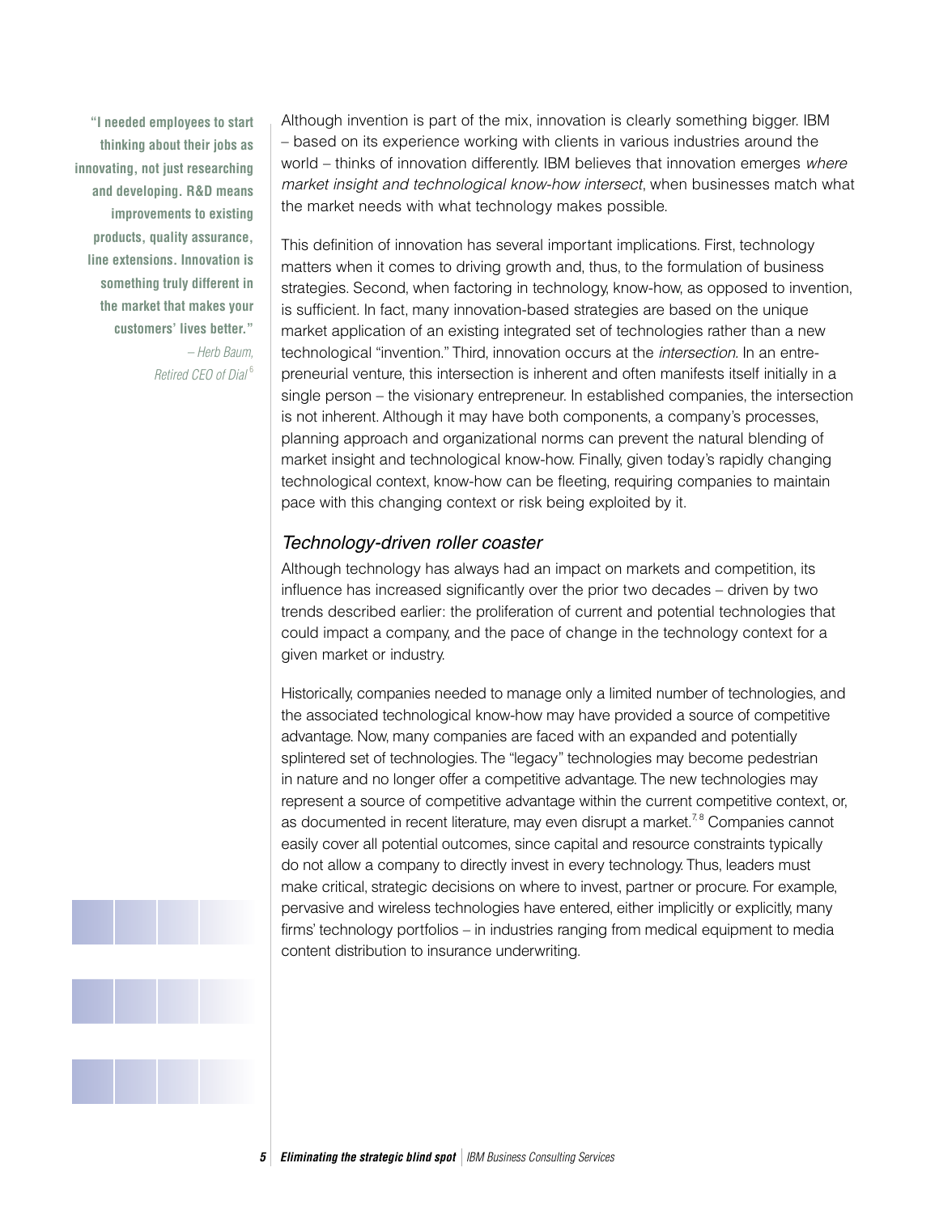**"I needed employees to start thinking about their jobs as innovating, not just researching and developing. R&D means improvements to existing products, quality assurance, line extensions. Innovation is something truly different in the market that makes your customers' lives better."**

*– Herb Baum, Retired CEO of Dial* [6]

Although invention is part of the mix, innovation is clearly something bigger. IBM – based on its experience working with clients in various industries around the world – thinks of innovation differently. IBM believes that innovation emerges *where market insight and technological know-how intersect*, when businesses match what the market needs with what technology makes possible.

This definition of innovation has several important implications. First, technology matters when it comes to driving growth and, thus, to the formulation of business strategies. Second, when factoring in technology, know-how, as opposed to invention, is sufficient. In fact, many innovation-based strategies are based on the unique market application of an existing integrated set of technologies rather than a new technological "invention." Third, innovation occurs at the *intersection*. In an entrepreneurial venture, this intersection is inherent and often manifests itself initially in a single person – the visionary entrepreneur. In established companies, the intersection is not inherent. Although it may have both components, a company's processes, planning approach and organizational norms can prevent the natural blending of market insight and technological know-how. Finally, given today's rapidly changing technological context, know-how can be fleeting, requiring companies to maintain pace with this changing context or risk being exploited by it.

## *Technology-driven roller coaster*

Although technology has always had an impact on markets and competition, its influence has increased significantly over the prior two decades – driven by two trends described earlier: the proliferation of current and potential technologies that could impact a company, and the pace of change in the technology context for a given market or industry.

Historically, companies needed to manage only a limited number of technologies, and the associated technological know-how may have provided a source of competitive advantage. Now, many companies are faced with an expanded and potentially splintered set of technologies. The "legacy" technologies may become pedestrian in nature and no longer offer a competitive advantage. The new technologies may represent a source of competitive advantage within the current competitive context, or, as documented in recent literature, may even disrupt a market.[7, 8] Companies cannot easily cover all potential outcomes, since capital and resource constraints typically do not allow a company to directly invest in every technology. Thus, leaders must make critical, strategic decisions on where to invest, partner or procure. For example, pervasive and wireless technologies have entered, either implicitly or explicitly, many firms' technology portfolios – in industries ranging from medical equipment to media content distribution to insurance underwriting.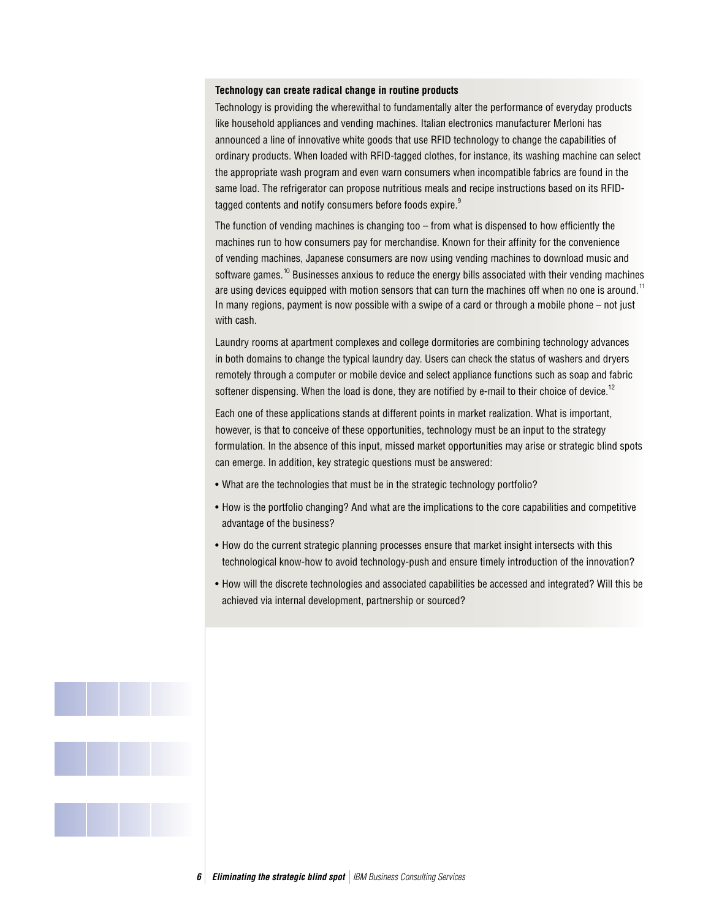**Technology can create radical change in routine products**

Technology is providing the wherewithal to fundamentally alter the performance of everyday products like household appliances and vending machines. Italian electronics manufacturer Merloni has announced a line of innovative white goods that use RFID technology to change the capabilities of ordinary products. When loaded with RFID-tagged clothes, for instance, its washing machine can select the appropriate wash program and even warn consumers when incompatible fabrics are found in the same load. The refrigerator can propose nutritious meals and recipe instructions based on its RFID-tagged contents and notify consumers before foods expire.[9]

The function of vending machines is changing too – from what is dispensed to how efficiently the machines run to how consumers pay for merchandise. Known for their affinity for the convenience of vending machines, Japanese consumers are now using vending machines to download music and software games.[10] Businesses anxious to reduce the energy bills associated with their vending machines are using devices equipped with motion sensors that can turn the machines off when no one is around.[11] In many regions, payment is now possible with a swipe of a card or through a mobile phone – not just with cash.

Laundry rooms at apartment complexes and college dormitories are combining technology advances in both domains to change the typical laundry day. Users can check the status of washers and dryers remotely through a computer or mobile device and select appliance functions such as soap and fabric softener dispensing. When the load is done, they are notified by e-mail to their choice of device.[12]

Each one of these applications stands at different points in market realization. What is important, however, is that to conceive of these opportunities, technology must be an input to the strategy formulation. In the absence of this input, missed market opportunities may arise or strategic blind spots can emerge. In addition, key strategic questions must be answered:

- What are the technologies that must be in the strategic technology portfolio?
- How is the portfolio changing? And what are the implications to the core capabilities and competitive advantage of the business?
- How do the current strategic planning processes ensure that market insight intersects with this technological know-how to avoid technology-push and ensure timely introduction of the innovation?
- How will the discrete technologies and associated capabilities be accessed and integrated? Will this be achieved via internal development, partnership or sourced?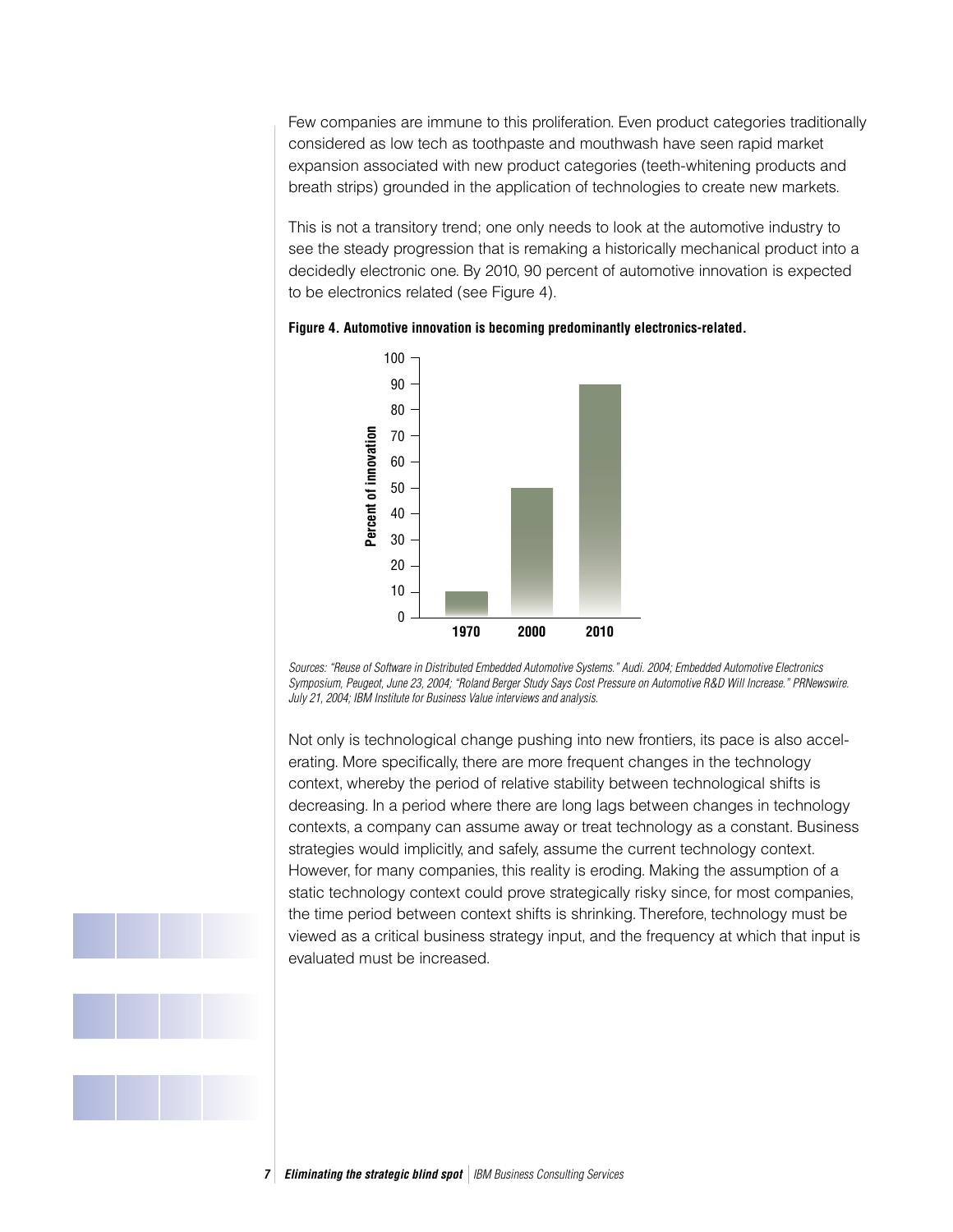Few companies are immune to this proliferation. Even product categories traditionally considered as low tech as toothpaste and mouthwash have seen rapid market expansion associated with new product categories (teeth-whitening products and breath strips) grounded in the application of technologies to create new markets.

This is not a transitory trend; one only needs to look at the automotive industry to see the steady progression that is remaking a historically mechanical product into a decidedly electronic one. By 2010, 90 percent of automotive innovation is expected to be electronics related (see Figure 4).

**Figure 4. Automotive innovation is becoming predominantly electronics-related.**

| Year | Percent of innovation |
|---|---|
| 1970 | 10 |
| 2000 | 50 |
| 2010 | 90 |

*Sources: "Reuse of Software in Distributed Embedded Automotive Systems." Audi. 2004; Embedded Automotive Electronics Symposium, Peugeot, June 23, 2004; "Roland Berger Study Says Cost Pressure on Automotive R&D Will Increase." PRNewswire. July 21, 2004; IBM Institute for Business Value interviews and analysis.*

Not only is technological change pushing into new frontiers, its pace is also accelerating. More specifically, there are more frequent changes in the technology context, whereby the period of relative stability between technological shifts is decreasing. In a period where there are long lags between changes in technology contexts, a company can assume away or treat technology as a constant. Business strategies would implicitly, and safely, assume the current technology context. However, for many companies, this reality is eroding. Making the assumption of a static technology context could prove strategically risky since, for most companies, the time period between context shifts is shrinking. Therefore, technology must be viewed as a critical business strategy input, and the frequency at which that input is evaluated must be increased.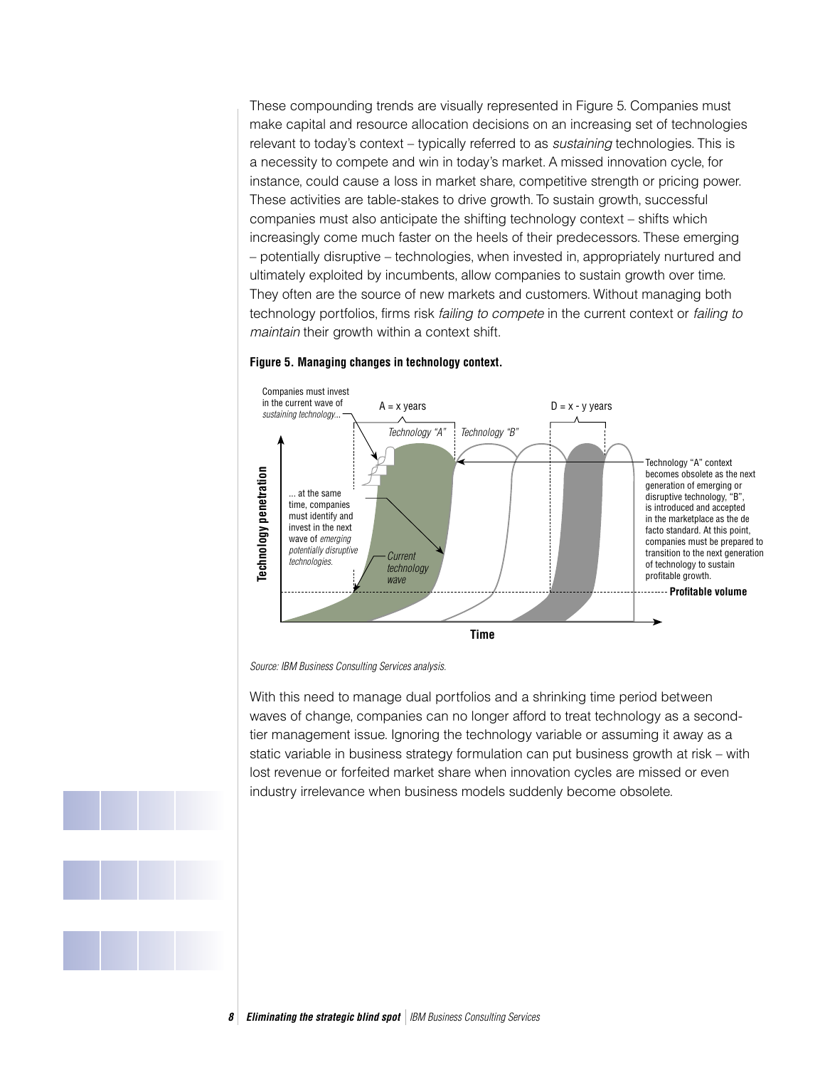These compounding trends are visually represented in Figure 5. Companies must make capital and resource allocation decisions on an increasing set of technologies relevant to today's context – typically referred to as *sustaining* technologies. This is a necessity to compete and win in today's market. A missed innovation cycle, for instance, could cause a loss in market share, competitive strength or pricing power. These activities are table-stakes to drive growth. To sustain growth, successful companies must also anticipate the shifting technology context – shifts which increasingly come much faster on the heels of their predecessors. These emerging – potentially disruptive – technologies, when invested in, appropriately nurtured and ultimately exploited by incumbents, allow companies to sustain growth over time. They often are the source of new markets and customers. Without managing both technology portfolios, firms risk *failing to compete* in the current context or *failing to maintain* their growth within a context shift.

**Figure 5. Managing changes in technology context.**

Companies must invest in the current wave of *sustaining technology*...

A = x years

D = x - y years

*Technology "A"*

*Technology "B"*

... at the same time, companies must identify and invest in the next wave of *emerging potentially disruptive technologies.*

*Current technology wave*

Technology "A" context becomes obsolete as the next generation of emerging or disruptive technology, "B", is introduced and accepted in the marketplace as the de facto standard. At this point, companies must be prepared to transition to the next generation of technology to sustain profitable growth.

**Profitable volume**

**Technology penetration**

**Time**

*Source: IBM Business Consulting Services analysis.*

With this need to manage dual portfolios and a shrinking time period between waves of change, companies can no longer afford to treat technology as a second-tier management issue. Ignoring the technology variable or assuming it away as a static variable in business strategy formulation can put business growth at risk – with lost revenue or forfeited market share when innovation cycles are missed or even industry irrelevance when business models suddenly become obsolete.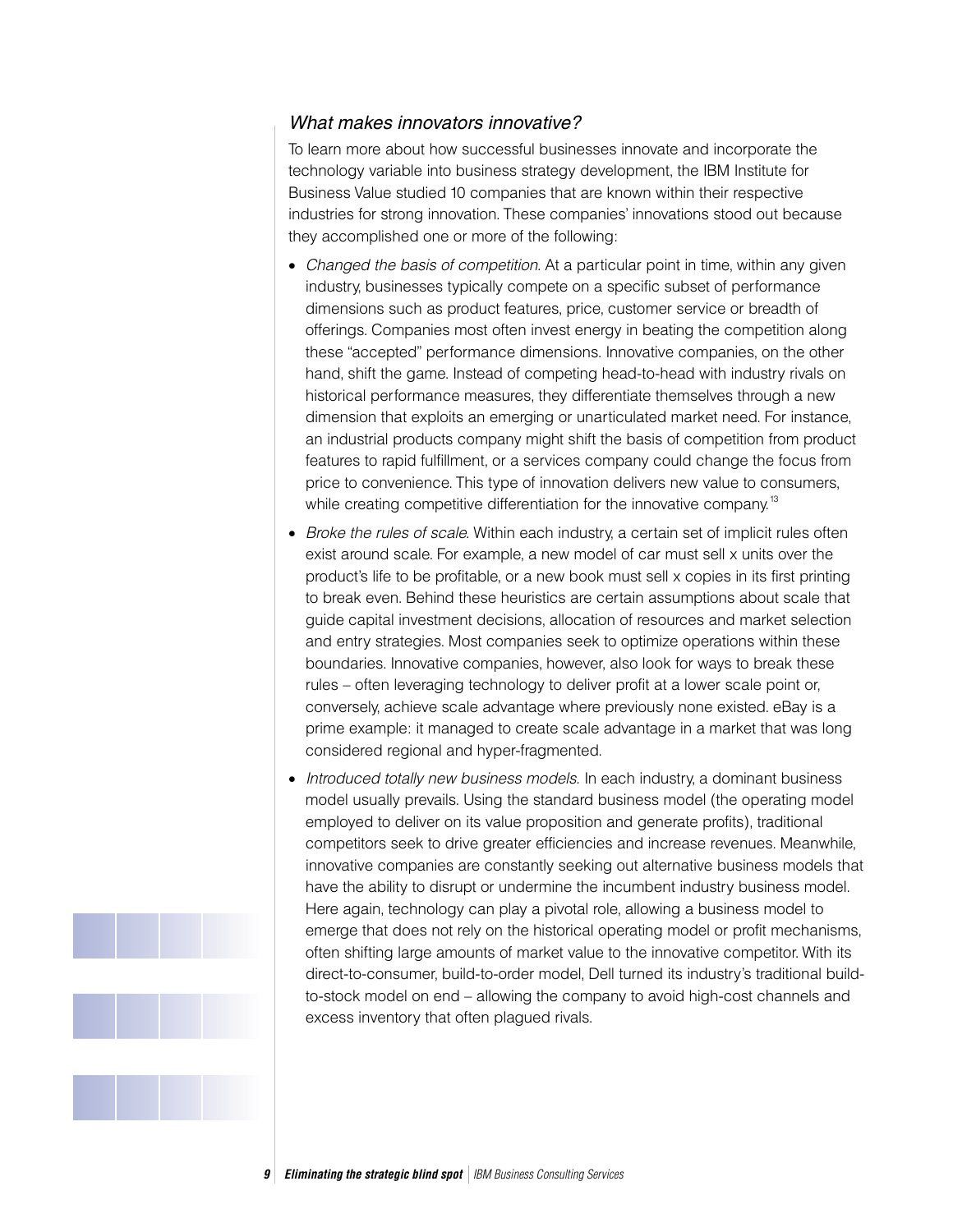### *What makes innovators innovative?*

To learn more about how successful businesses innovate and incorporate the technology variable into business strategy development, the IBM Institute for Business Value studied 10 companies that are known within their respective industries for strong innovation. These companies' innovations stood out because they accomplished one or more of the following:

- *Changed the basis of competition.* At a particular point in time, within any given industry, businesses typically compete on a specific subset of performance dimensions such as product features, price, customer service or breadth of offerings. Companies most often invest energy in beating the competition along these "accepted" performance dimensions. Innovative companies, on the other hand, shift the game. Instead of competing head-to-head with industry rivals on historical performance measures, they differentiate themselves through a new dimension that exploits an emerging or unarticulated market need. For instance, an industrial products company might shift the basis of competition from product features to rapid fulfillment, or a services company could change the focus from price to convenience. This type of innovation delivers new value to consumers, while creating competitive differentiation for the innovative company.[13]
- *Broke the rules of scale.* Within each industry, a certain set of implicit rules often exist around scale. For example, a new model of car must sell x units over the product's life to be profitable, or a new book must sell x copies in its first printing to break even. Behind these heuristics are certain assumptions about scale that guide capital investment decisions, allocation of resources and market selection and entry strategies. Most companies seek to optimize operations within these boundaries. Innovative companies, however, also look for ways to break these rules – often leveraging technology to deliver profit at a lower scale point or, conversely, achieve scale advantage where previously none existed. eBay is a prime example: it managed to create scale advantage in a market that was long considered regional and hyper-fragmented.
- *Introduced totally new business models.* In each industry, a dominant business model usually prevails. Using the standard business model (the operating model employed to deliver on its value proposition and generate profits), traditional competitors seek to drive greater efficiencies and increase revenues. Meanwhile, innovative companies are constantly seeking out alternative business models that have the ability to disrupt or undermine the incumbent industry business model. Here again, technology can play a pivotal role, allowing a business model to emerge that does not rely on the historical operating model or profit mechanisms, often shifting large amounts of market value to the innovative competitor. With its direct-to-consumer, build-to-order model, Dell turned its industry's traditional build-to-stock model on end – allowing the company to avoid high-cost channels and excess inventory that often plagued rivals.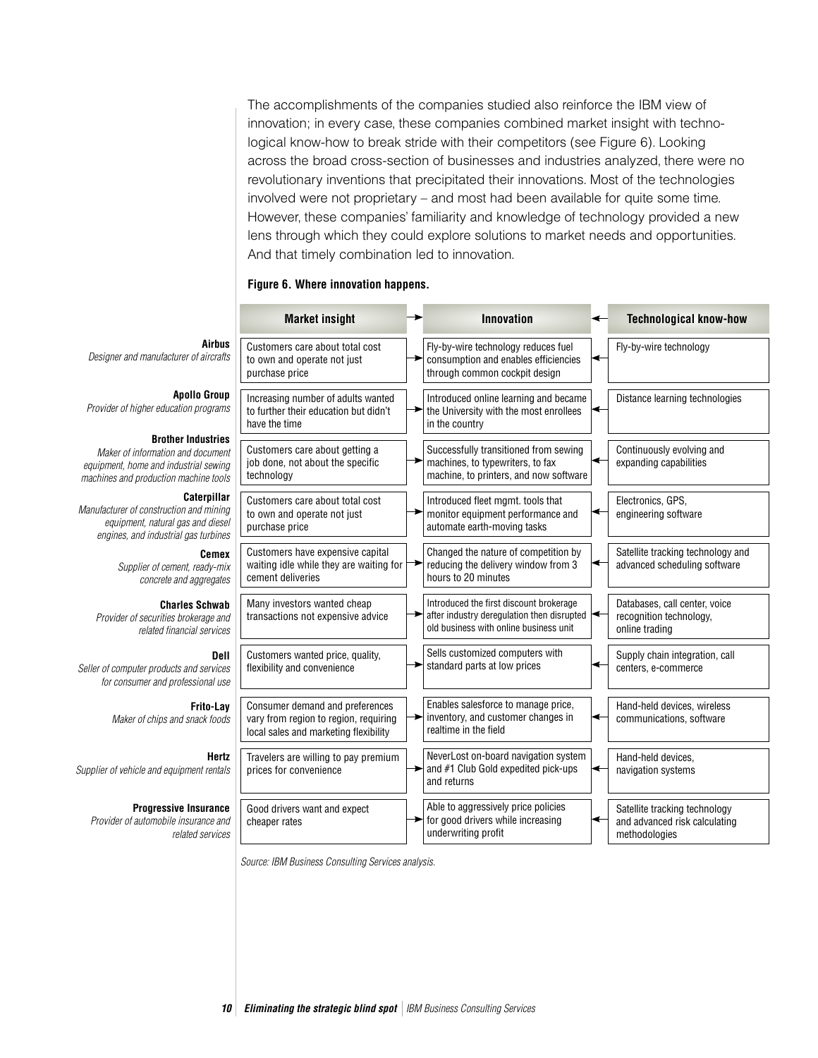The accomplishments of the companies studied also reinforce the IBM view of innovation; in every case, these companies combined market insight with technological know-how to break stride with their competitors (see Figure 6). Looking across the broad cross-section of businesses and industries analyzed, there were no revolutionary inventions that precipitated their innovations. Most of the technologies involved were not proprietary – and most had been available for quite some time. However, these companies' familiarity and knowledge of technology provided a new lens through which they could explore solutions to market needs and opportunities. And that timely combination led to innovation.

**Figure 6. Where innovation happens.**

| Company | Market insight | Innovation | Technological know-how |
|---|---|---|---|
| **Airbus** *Designer and manufacturer of aircrafts* | Customers care about total cost to own and operate not just purchase price | Fly-by-wire technology reduces fuel consumption and enables efficiencies through common cockpit design | Fly-by-wire technology |
| **Apollo Group** *Provider of higher education programs* | Increasing number of adults wanted to further their education but didn't have the time | Introduced online learning and became the University with the most enrollees in the country | Distance learning technologies |
| **Brother Industries** *Maker of information and document equipment, home and industrial sewing machines and production machine tools* | Customers care about getting a job done, not about the specific technology | Successfully transitioned from sewing machines, to typewriters, to fax machine, to printers, and now software | Continuously evolving and expanding capabilities |
| **Caterpillar** *Manufacturer of construction and mining equipment, natural gas and diesel engines, and industrial gas turbines* | Customers care about total cost to own and operate not just purchase price | Introduced fleet mgmt. tools that monitor equipment performance and automate earth-moving tasks | Electronics, GPS, engineering software |
| **Cemex** *Supplier of cement, ready-mix concrete and aggregates* | Customers have expensive capital waiting idle while they are waiting for cement deliveries | Changed the nature of competition by reducing the delivery window from 3 hours to 20 minutes | Satellite tracking technology and advanced scheduling software |
| **Charles Schwab** *Provider of securities brokerage and related financial services* | Many investors wanted cheap transactions not expensive advice | Introduced the first discount brokerage after industry deregulation then disrupted old business with online business unit | Databases, call center, voice recognition technology, online trading |
| **Dell** *Seller of computer products and services for consumer and professional use* | Customers wanted price, quality, flexibility and convenience | Sells customized computers with standard parts at low prices | Supply chain integration, call centers, e-commerce |
| **Frito-Lay** *Maker of chips and snack foods* | Consumer demand and preferences vary from region to region, requiring local sales and marketing flexibility | Enables salesforce to manage price, inventory, and customer changes in realtime in the field | Hand-held devices, wireless communications, software |
| **Hertz** *Supplier of vehicle and equipment rentals* | Travelers are willing to pay premium prices for convenience | NeverLost on-board navigation system and #1 Club Gold expedited pick-ups and returns | Hand-held devices, navigation systems |
| **Progressive Insurance** *Provider of automobile insurance and related services* | Good drivers want and expect cheaper rates | Able to aggressively price policies for good drivers while increasing underwriting profit | Satellite tracking technology and advanced risk calculating methodologies |

*Source: IBM Business Consulting Services analysis.*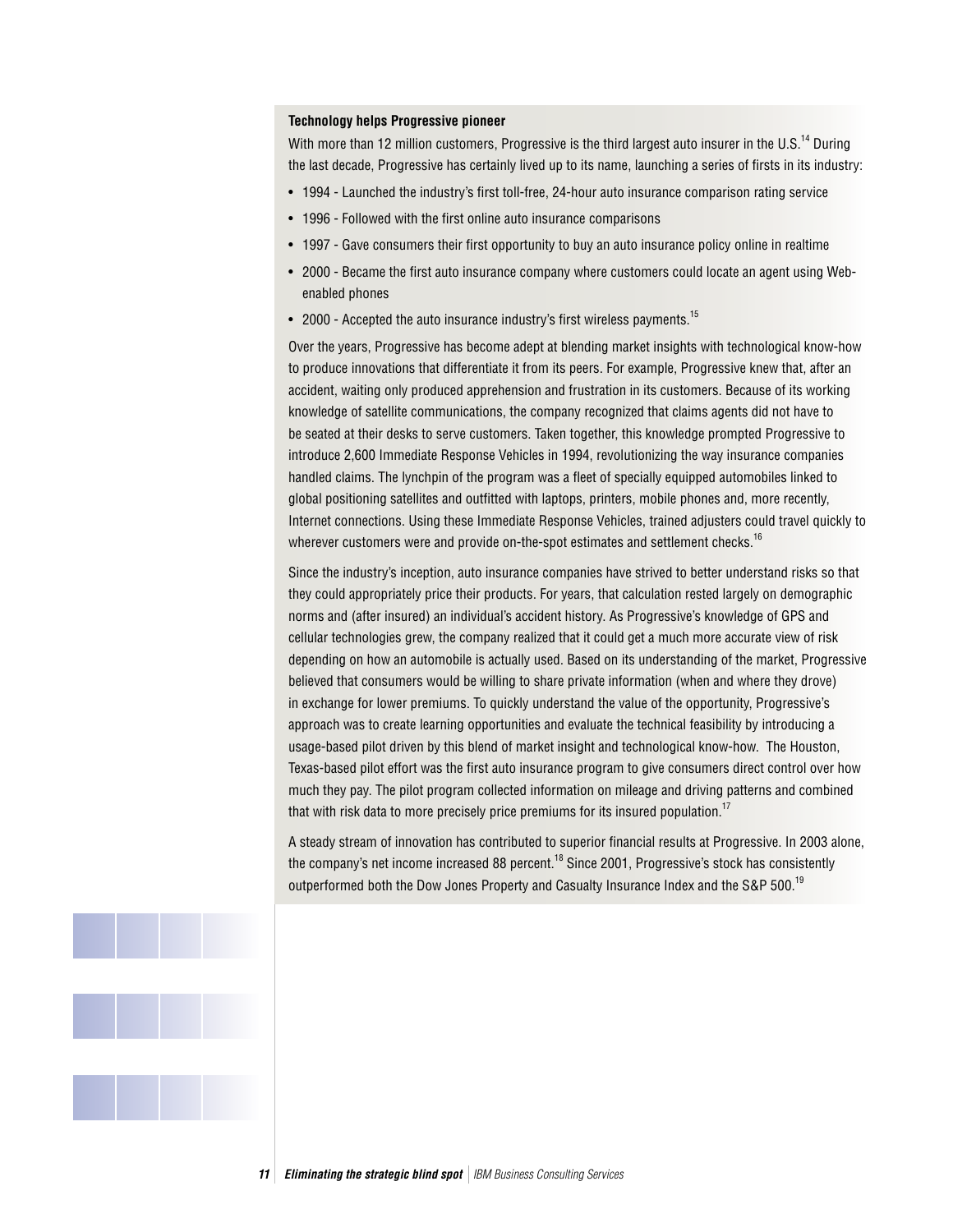### Technology helps Progressive pioneer

With more than 12 million customers, Progressive is the third largest auto insurer in the U.S.[14] During the last decade, Progressive has certainly lived up to its name, launching a series of firsts in its industry:

- 1994 - Launched the industry's first toll-free, 24-hour auto insurance comparison rating service
- 1996 - Followed with the first online auto insurance comparisons
- 1997 - Gave consumers their first opportunity to buy an auto insurance policy online in realtime
- 2000 - Became the first auto insurance company where customers could locate an agent using Web-enabled phones
- 2000 - Accepted the auto insurance industry's first wireless payments.[15]

Over the years, Progressive has become adept at blending market insights with technological know-how to produce innovations that differentiate it from its peers. For example, Progressive knew that, after an accident, waiting only produced apprehension and frustration in its customers. Because of its working knowledge of satellite communications, the company recognized that claims agents did not have to be seated at their desks to serve customers. Taken together, this knowledge prompted Progressive to introduce 2,600 Immediate Response Vehicles in 1994, revolutionizing the way insurance companies handled claims. The lynchpin of the program was a fleet of specially equipped automobiles linked to global positioning satellites and outfitted with laptops, printers, mobile phones and, more recently, Internet connections. Using these Immediate Response Vehicles, trained adjusters could travel quickly to wherever customers were and provide on-the-spot estimates and settlement checks.[16]

Since the industry's inception, auto insurance companies have strived to better understand risks so that they could appropriately price their products. For years, that calculation rested largely on demographic norms and (after insured) an individual's accident history. As Progressive's knowledge of GPS and cellular technologies grew, the company realized that it could get a much more accurate view of risk depending on how an automobile is actually used. Based on its understanding of the market, Progressive believed that consumers would be willing to share private information (when and where they drove) in exchange for lower premiums. To quickly understand the value of the opportunity, Progressive's approach was to create learning opportunities and evaluate the technical feasibility by introducing a usage-based pilot driven by this blend of market insight and technological know-how. The Houston, Texas-based pilot effort was the first auto insurance program to give consumers direct control over how much they pay. The pilot program collected information on mileage and driving patterns and combined that with risk data to more precisely price premiums for its insured population.[17]

A steady stream of innovation has contributed to superior financial results at Progressive. In 2003 alone, the company's net income increased 88 percent.[18] Since 2001, Progressive's stock has consistently outperformed both the Dow Jones Property and Casualty Insurance Index and the S&P 500.[19]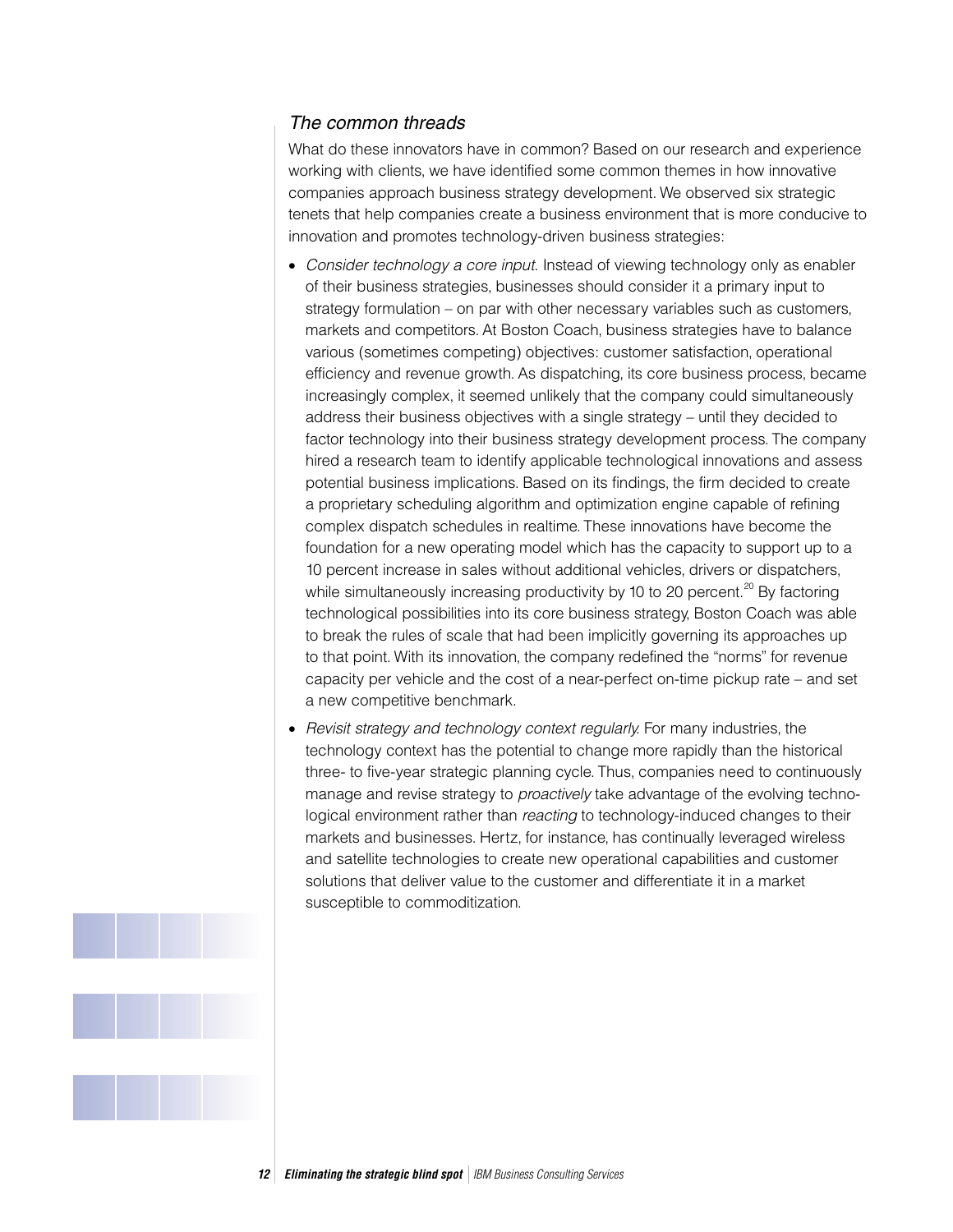### *The common threads*

What do these innovators have in common? Based on our research and experience working with clients, we have identified some common themes in how innovative companies approach business strategy development. We observed six strategic tenets that help companies create a business environment that is more conducive to innovation and promotes technology-driven business strategies:

- *Consider technology a core input.* Instead of viewing technology only as enabler of their business strategies, businesses should consider it a primary input to strategy formulation – on par with other necessary variables such as customers, markets and competitors. At Boston Coach, business strategies have to balance various (sometimes competing) objectives: customer satisfaction, operational efficiency and revenue growth. As dispatching, its core business process, became increasingly complex, it seemed unlikely that the company could simultaneously address their business objectives with a single strategy – until they decided to factor technology into their business strategy development process. The company hired a research team to identify applicable technological innovations and assess potential business implications. Based on its findings, the firm decided to create a proprietary scheduling algorithm and optimization engine capable of refining complex dispatch schedules in realtime. These innovations have become the foundation for a new operating model which has the capacity to support up to a 10 percent increase in sales without additional vehicles, drivers or dispatchers, while simultaneously increasing productivity by 10 to 20 percent.[20] By factoring technological possibilities into its core business strategy, Boston Coach was able to break the rules of scale that had been implicitly governing its approaches up to that point. With its innovation, the company redefined the "norms" for revenue capacity per vehicle and the cost of a near-perfect on-time pickup rate – and set a new competitive benchmark.
- *Revisit strategy and technology context regularly.* For many industries, the technology context has the potential to change more rapidly than the historical three- to five-year strategic planning cycle. Thus, companies need to continuously manage and revise strategy to *proactively* take advantage of the evolving technological environment rather than *reacting* to technology-induced changes to their markets and businesses. Hertz, for instance, has continually leveraged wireless and satellite technologies to create new operational capabilities and customer solutions that deliver value to the customer and differentiate it in a market susceptible to commoditization.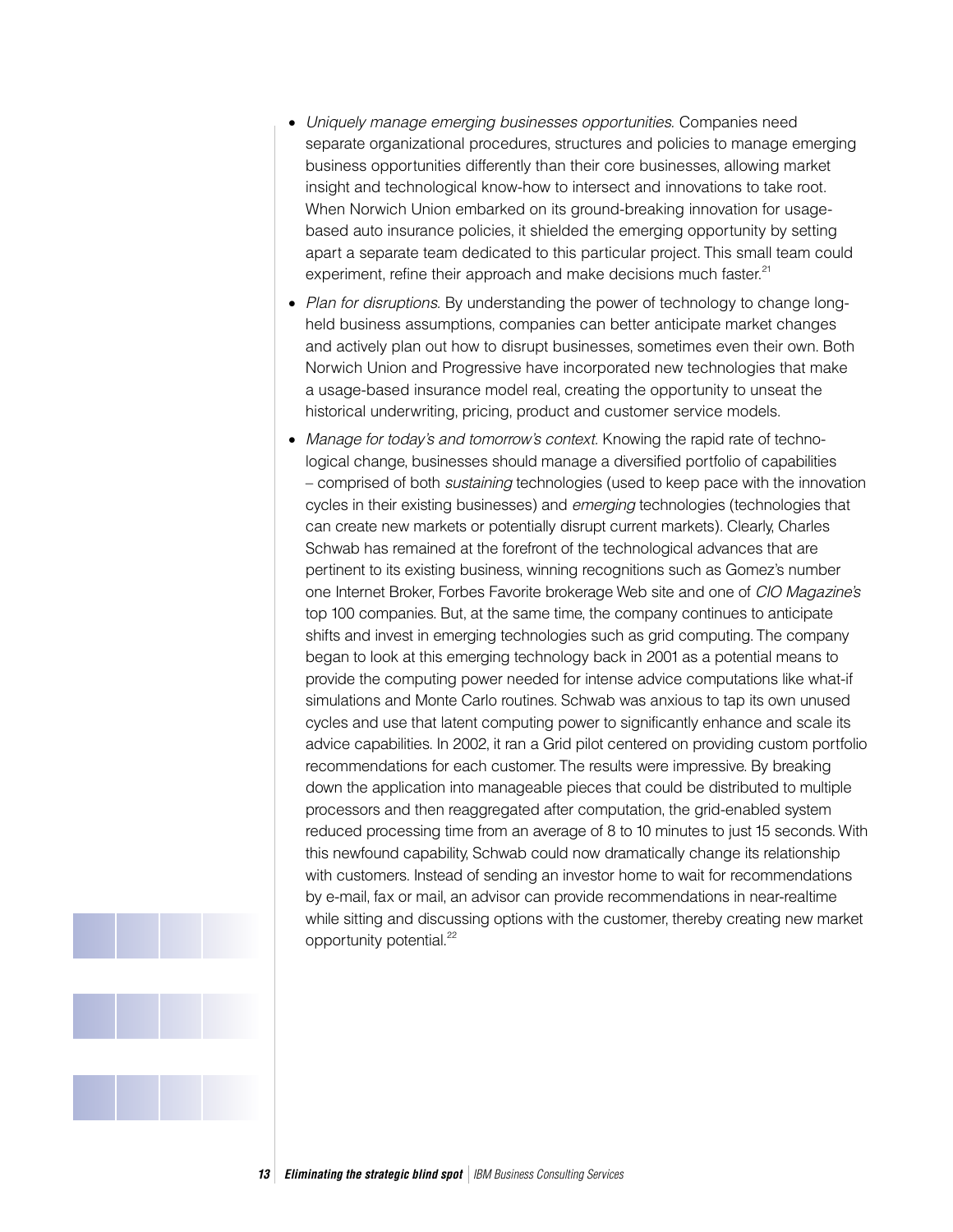- *Uniquely manage emerging businesses opportunities.* Companies need separate organizational procedures, structures and policies to manage emerging business opportunities differently than their core businesses, allowing market insight and technological know-how to intersect and innovations to take root. When Norwich Union embarked on its ground-breaking innovation for usage-based auto insurance policies, it shielded the emerging opportunity by setting apart a separate team dedicated to this particular project. This small team could experiment, refine their approach and make decisions much faster.[21]
- *Plan for disruptions.* By understanding the power of technology to change long-held business assumptions, companies can better anticipate market changes and actively plan out how to disrupt businesses, sometimes even their own. Both Norwich Union and Progressive have incorporated new technologies that make a usage-based insurance model real, creating the opportunity to unseat the historical underwriting, pricing, product and customer service models.
- *Manage for today's and tomorrow's context.* Knowing the rapid rate of technological change, businesses should manage a diversified portfolio of capabilities – comprised of both *sustaining* technologies (used to keep pace with the innovation cycles in their existing businesses) and *emerging* technologies (technologies that can create new markets or potentially disrupt current markets). Clearly, Charles Schwab has remained at the forefront of the technological advances that are pertinent to its existing business, winning recognitions such as Gomez's number one Internet Broker, Forbes Favorite brokerage Web site and one of *CIO Magazine's* top 100 companies. But, at the same time, the company continues to anticipate shifts and invest in emerging technologies such as grid computing. The company began to look at this emerging technology back in 2001 as a potential means to provide the computing power needed for intense advice computations like what-if simulations and Monte Carlo routines. Schwab was anxious to tap its own unused cycles and use that latent computing power to significantly enhance and scale its advice capabilities. In 2002, it ran a Grid pilot centered on providing custom portfolio recommendations for each customer. The results were impressive. By breaking down the application into manageable pieces that could be distributed to multiple processors and then reaggregated after computation, the grid-enabled system reduced processing time from an average of 8 to 10 minutes to just 15 seconds. With this newfound capability, Schwab could now dramatically change its relationship with customers. Instead of sending an investor home to wait for recommendations by e-mail, fax or mail, an advisor can provide recommendations in near-realtime while sitting and discussing options with the customer, thereby creating new market opportunity potential.[22]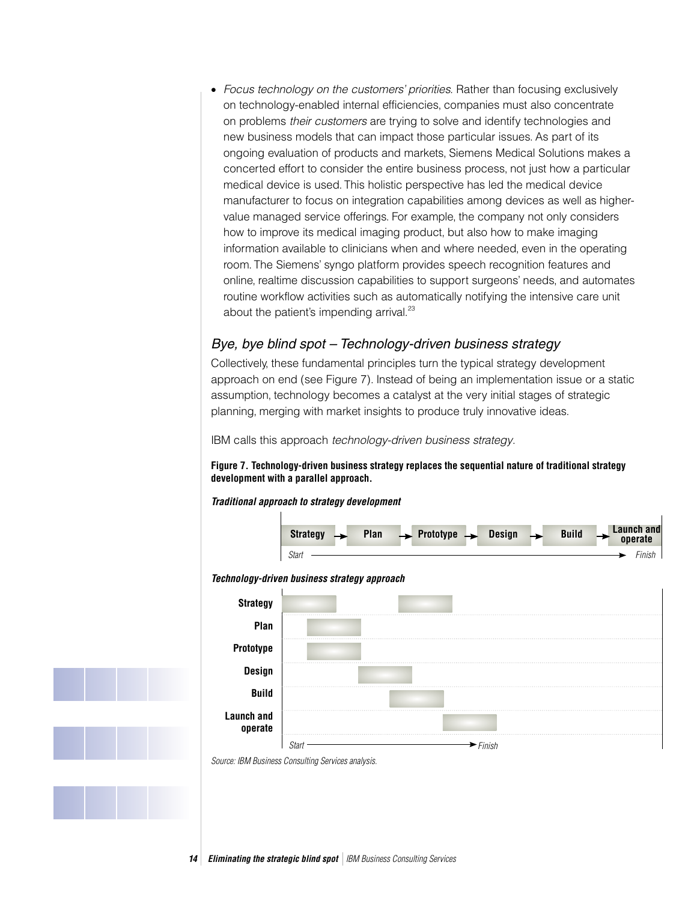- *Focus technology on the customers' priorities.* Rather than focusing exclusively on technology-enabled internal efficiencies, companies must also concentrate on problems *their customers* are trying to solve and identify technologies and new business models that can impact those particular issues. As part of its ongoing evaluation of products and markets, Siemens Medical Solutions makes a concerted effort to consider the entire business process, not just how a particular medical device is used. This holistic perspective has led the medical device manufacturer to focus on integration capabilities among devices as well as higher-value managed service offerings. For example, the company not only considers how to improve its medical imaging product, but also how to make imaging information available to clinicians when and where needed, even in the operating room. The Siemens' syngo platform provides speech recognition features and online, realtime discussion capabilities to support surgeons' needs, and automates routine workflow activities such as automatically notifying the intensive care unit about the patient's impending arrival.[23]

## *Bye, bye blind spot – Technology-driven business strategy*

Collectively, these fundamental principles turn the typical strategy development approach on end (see Figure 7). Instead of being an implementation issue or a static assumption, technology becomes a catalyst at the very initial stages of strategic planning, merging with market insights to produce truly innovative ideas.

IBM calls this approach *technology-driven business strategy*.

**Figure 7. Technology-driven business strategy replaces the sequential nature of traditional strategy development with a parallel approach.**

***Traditional approach to strategy development***

Strategy → Plan → Prototype → Design → Build → Launch and operate

*Start* → *Finish*

***Technology-driven business strategy approach***

Strategy

Plan

Prototype

Design

Build

Launch and operate

*Start* → *Finish*

*Source: IBM Business Consulting Services analysis.*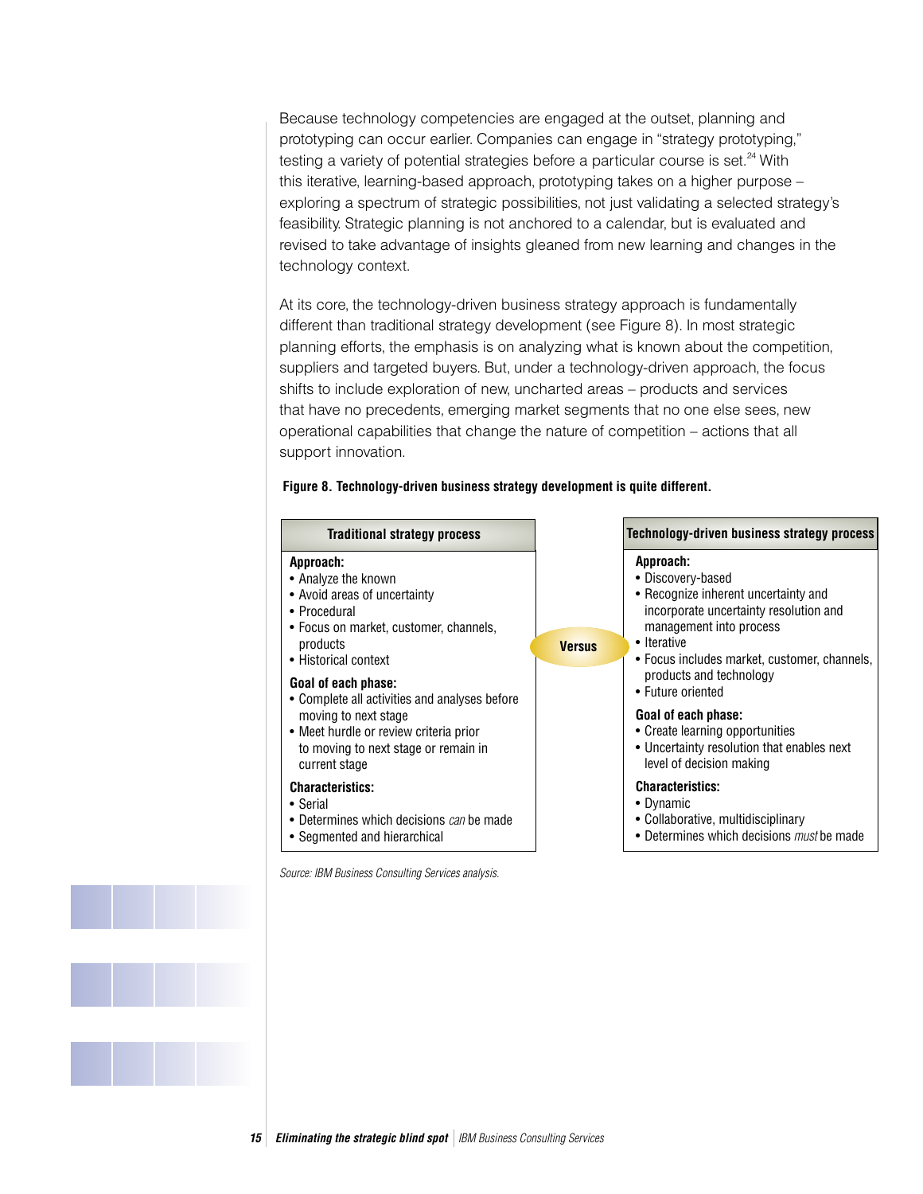Because technology competencies are engaged at the outset, planning and prototyping can occur earlier. Companies can engage in "strategy prototyping," testing a variety of potential strategies before a particular course is set.[24] With this iterative, learning-based approach, prototyping takes on a higher purpose – exploring a spectrum of strategic possibilities, not just validating a selected strategy's feasibility. Strategic planning is not anchored to a calendar, but is evaluated and revised to take advantage of insights gleaned from new learning and changes in the technology context.

At its core, the technology-driven business strategy approach is fundamentally different than traditional strategy development (see Figure 8). In most strategic planning efforts, the emphasis is on analyzing what is known about the competition, suppliers and targeted buyers. But, under a technology-driven approach, the focus shifts to include exploration of new, uncharted areas – products and services that have no precedents, emerging market segments that no one else sees, new operational capabilities that change the nature of competition – actions that all support innovation.

**Figure 8. Technology-driven business strategy development is quite different.**

| Traditional strategy process | | Technology-driven business strategy process |
|---|---|---|
| **Approach:**<br>• Analyze the known<br>• Avoid areas of uncertainty<br>• Procedural<br>• Focus on market, customer, channels, products<br>• Historical context | **Versus** | **Approach:**<br>• Discovery-based<br>• Recognize inherent uncertainty and incorporate uncertainty resolution and management into process<br>• Iterative<br>• Focus includes market, customer, channels, products and technology<br>• Future oriented |
| **Goal of each phase:**<br>• Complete all activities and analyses before moving to next stage<br>• Meet hurdle or review criteria prior to moving to next stage or remain in current stage | | **Goal of each phase:**<br>• Create learning opportunities<br>• Uncertainty resolution that enables next level of decision making |
| **Characteristics:**<br>• Serial<br>• Determines which decisions *can* be made<br>• Segmented and hierarchical | | **Characteristics:**<br>• Dynamic<br>• Collaborative, multidisciplinary<br>• Determines which decisions *must* be made |

*Source: IBM Business Consulting Services analysis.*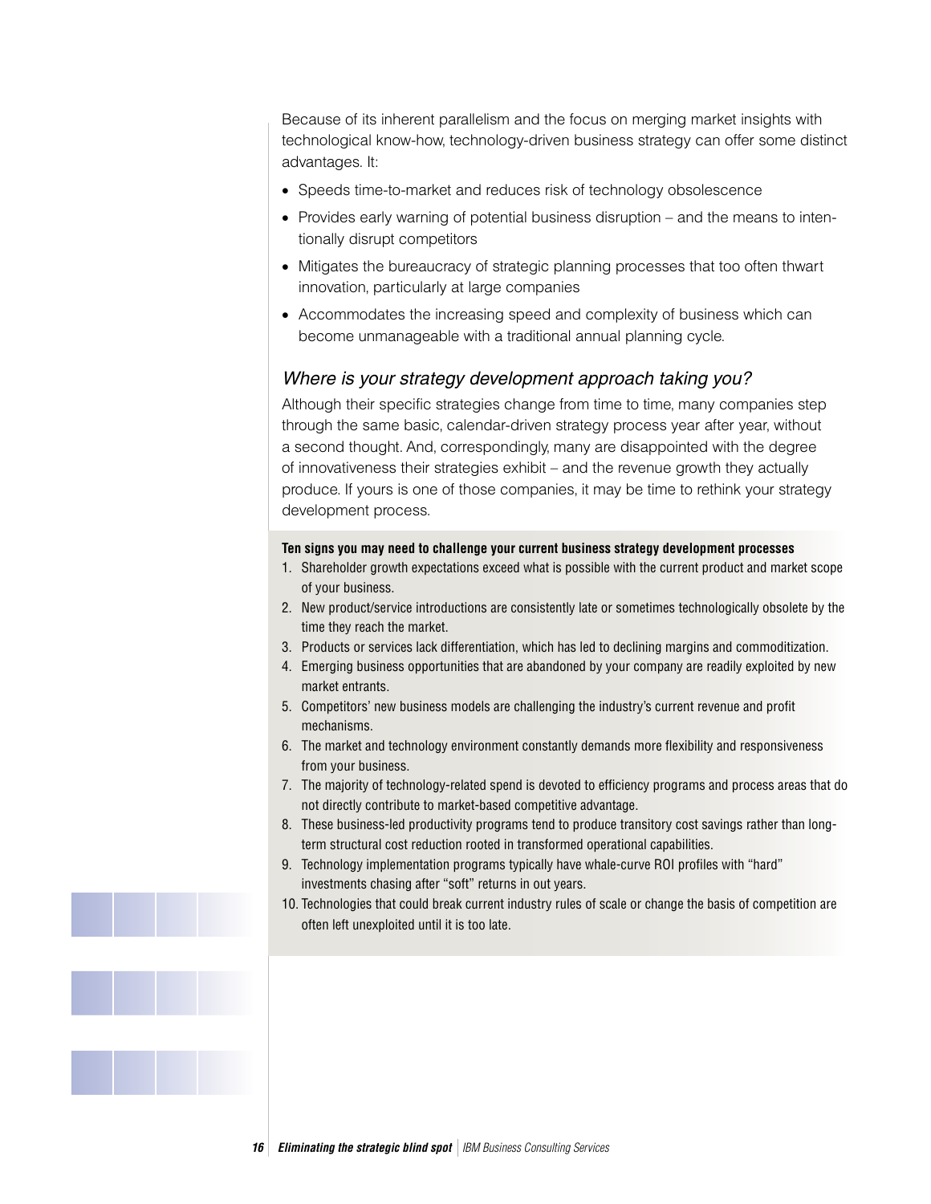Because of its inherent parallelism and the focus on merging market insights with technological know-how, technology-driven business strategy can offer some distinct advantages. It:

- Speeds time-to-market and reduces risk of technology obsolescence
- Provides early warning of potential business disruption – and the means to intentionally disrupt competitors
- Mitigates the bureaucracy of strategic planning processes that too often thwart innovation, particularly at large companies
- Accommodates the increasing speed and complexity of business which can become unmanageable with a traditional annual planning cycle.

## *Where is your strategy development approach taking you?*

Although their specific strategies change from time to time, many companies step through the same basic, calendar-driven strategy process year after year, without a second thought. And, correspondingly, many are disappointed with the degree of innovativeness their strategies exhibit – and the revenue growth they actually produce. If yours is one of those companies, it may be time to rethink your strategy development process.

**Ten signs you may need to challenge your current business strategy development processes**

1. Shareholder growth expectations exceed what is possible with the current product and market scope of your business.
2. New product/service introductions are consistently late or sometimes technologically obsolete by the time they reach the market.
3. Products or services lack differentiation, which has led to declining margins and commoditization.
4. Emerging business opportunities that are abandoned by your company are readily exploited by new market entrants.
5. Competitors' new business models are challenging the industry's current revenue and profit mechanisms.
6. The market and technology environment constantly demands more flexibility and responsiveness from your business.
7. The majority of technology-related spend is devoted to efficiency programs and process areas that do not directly contribute to market-based competitive advantage.
8. These business-led productivity programs tend to produce transitory cost savings rather than long-term structural cost reduction rooted in transformed operational capabilities.
9. Technology implementation programs typically have whale-curve ROI profiles with "hard" investments chasing after "soft" returns in out years.
10. Technologies that could break current industry rules of scale or change the basis of competition are often left unexploited until it is too late.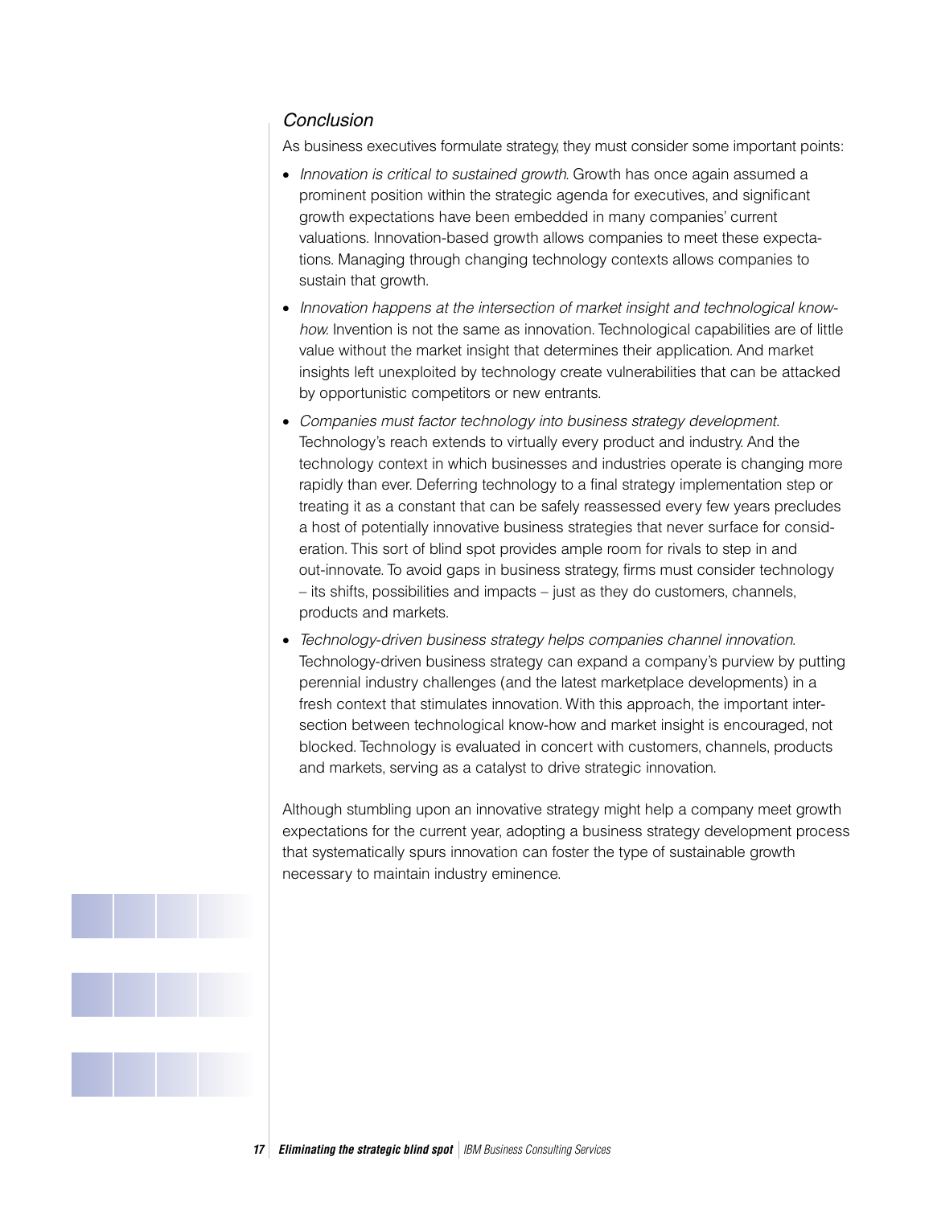## *Conclusion*

As business executives formulate strategy, they must consider some important points:

- *Innovation is critical to sustained growth.* Growth has once again assumed a prominent position within the strategic agenda for executives, and significant growth expectations have been embedded in many companies' current valuations. Innovation-based growth allows companies to meet these expectations. Managing through changing technology contexts allows companies to sustain that growth.
- *Innovation happens at the intersection of market insight and technological know-how.* Invention is not the same as innovation. Technological capabilities are of little value without the market insight that determines their application. And market insights left unexploited by technology create vulnerabilities that can be attacked by opportunistic competitors or new entrants.
- *Companies must factor technology into business strategy development.* Technology's reach extends to virtually every product and industry. And the technology context in which businesses and industries operate is changing more rapidly than ever. Deferring technology to a final strategy implementation step or treating it as a constant that can be safely reassessed every few years precludes a host of potentially innovative business strategies that never surface for consideration. This sort of blind spot provides ample room for rivals to step in and out-innovate. To avoid gaps in business strategy, firms must consider technology – its shifts, possibilities and impacts – just as they do customers, channels, products and markets.
- *Technology-driven business strategy helps companies channel innovation.* Technology-driven business strategy can expand a company's purview by putting perennial industry challenges (and the latest marketplace developments) in a fresh context that stimulates innovation. With this approach, the important intersection between technological know-how and market insight is encouraged, not blocked. Technology is evaluated in concert with customers, channels, products and markets, serving as a catalyst to drive strategic innovation.

Although stumbling upon an innovative strategy might help a company meet growth expectations for the current year, adopting a business strategy development process that systematically spurs innovation can foster the type of sustainable growth necessary to maintain industry eminence.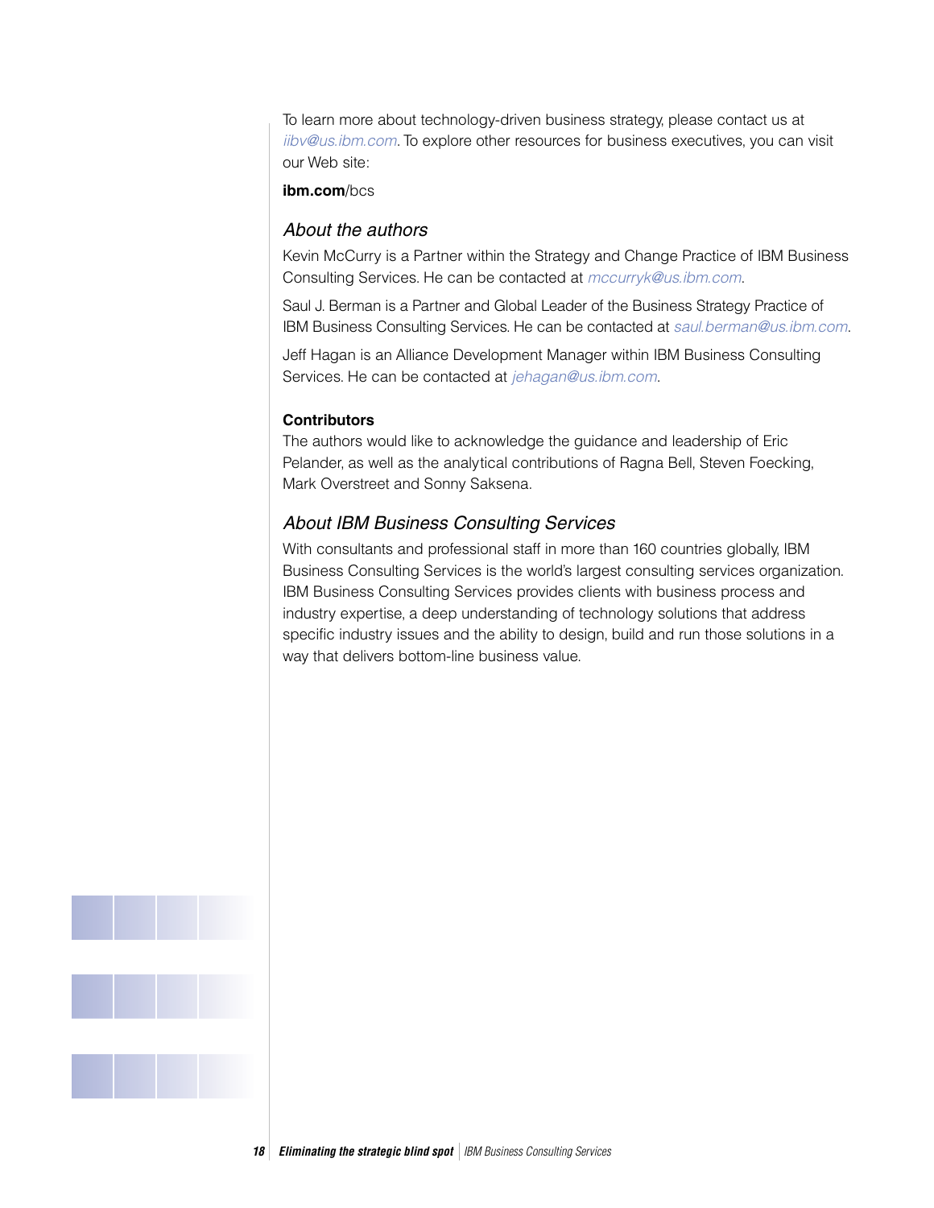To learn more about technology-driven business strategy, please contact us at *iibv@us.ibm.com*. To explore other resources for business executives, you can visit our Web site:

**ibm.com**/bcs

## *About the authors*

Kevin McCurry is a Partner within the Strategy and Change Practice of IBM Business Consulting Services. He can be contacted at *mccurryk@us.ibm.com*.

Saul J. Berman is a Partner and Global Leader of the Business Strategy Practice of IBM Business Consulting Services. He can be contacted at *saul.berman@us.ibm.com*.

Jeff Hagan is an Alliance Development Manager within IBM Business Consulting Services. He can be contacted at *jehagan@us.ibm.com*.

### Contributors

The authors would like to acknowledge the guidance and leadership of Eric Pelander, as well as the analytical contributions of Ragna Bell, Steven Foecking, Mark Overstreet and Sonny Saksena.

## *About IBM Business Consulting Services*

With consultants and professional staff in more than 160 countries globally, IBM Business Consulting Services is the world's largest consulting services organization. IBM Business Consulting Services provides clients with business process and industry expertise, a deep understanding of technology solutions that address specific industry issues and the ability to design, build and run those solutions in a way that delivers bottom-line business value.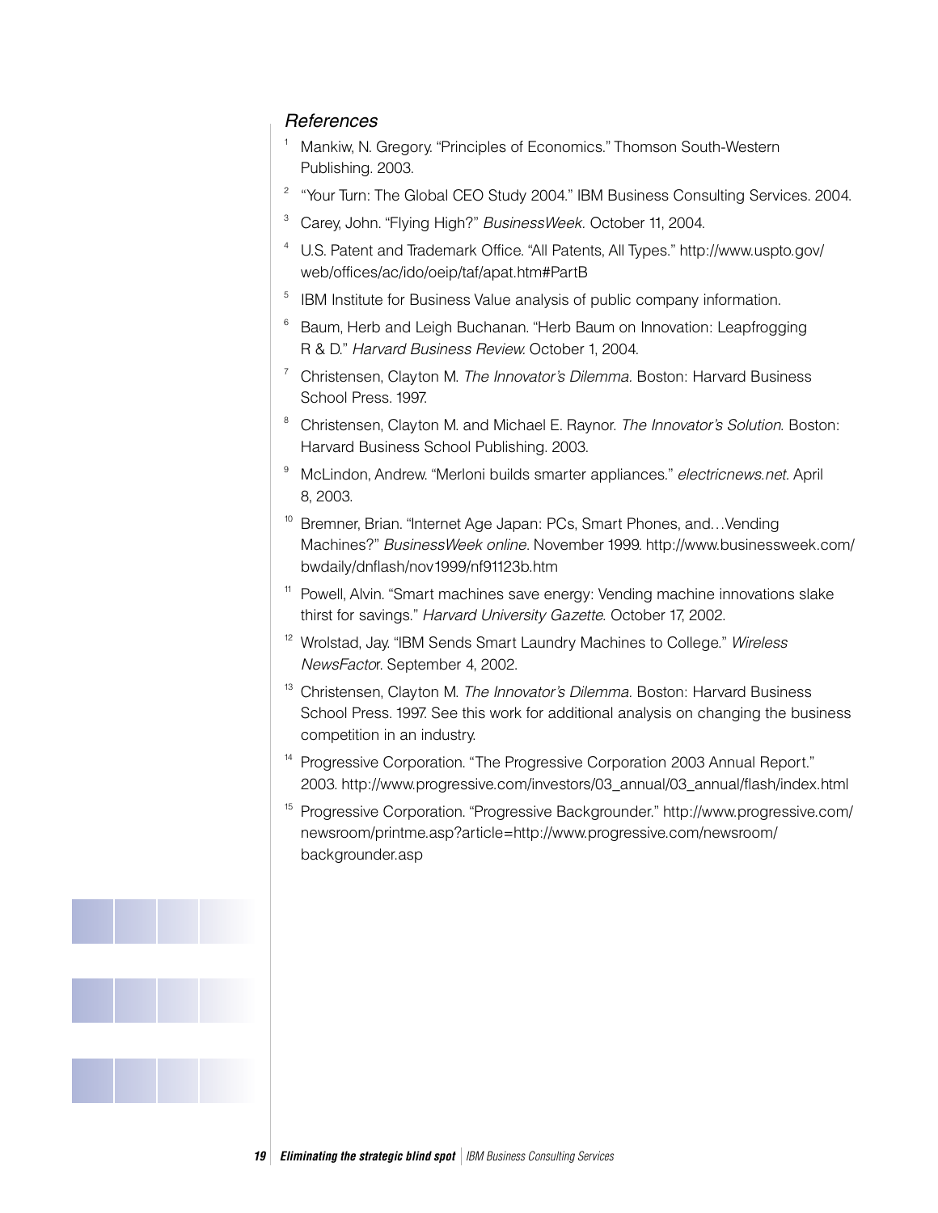*References*

1. Mankiw, N. Gregory. "Principles of Economics." Thomson South-Western Publishing. 2003.
2. "Your Turn: The Global CEO Study 2004." IBM Business Consulting Services. 2004.
3. Carey, John. "Flying High?" *BusinessWeek*. October 11, 2004.
4. U.S. Patent and Trademark Office. "All Patents, All Types." http://www.uspto.gov/web/offices/ac/ido/oeip/taf/apat.htm#PartB
5. IBM Institute for Business Value analysis of public company information.
6. Baum, Herb and Leigh Buchanan. "Herb Baum on Innovation: Leapfrogging R & D." *Harvard Business Review.* October 1, 2004.
7. Christensen, Clayton M. *The Innovator's Dilemma.* Boston: Harvard Business School Press. 1997.
8. Christensen, Clayton M. and Michael E. Raynor. *The Innovator's Solution.* Boston: Harvard Business School Publishing. 2003.
9. McLindon, Andrew. "Merloni builds smarter appliances." *electricnews.net*. April 8, 2003.
10. Bremner, Brian. "Internet Age Japan: PCs, Smart Phones, and…Vending Machines?" *BusinessWeek online*. November 1999. http://www.businessweek.com/bwdaily/dnflash/nov1999/nf91123b.htm
11. Powell, Alvin. "Smart machines save energy: Vending machine innovations slake thirst for savings." *Harvard University Gazette*. October 17, 2002.
12. Wrolstad, Jay. "IBM Sends Smart Laundry Machines to College." *Wireless NewsFactor*. September 4, 2002.
13. Christensen, Clayton M. *The Innovator's Dilemma.* Boston: Harvard Business School Press. 1997. See this work for additional analysis on changing the business competition in an industry.
14. Progressive Corporation. "The Progressive Corporation 2003 Annual Report." 2003. http://www.progressive.com/investors/03_annual/03_annual/flash/index.html
15. Progressive Corporation. "Progressive Backgrounder." http://www.progressive.com/newsroom/printme.asp?article=http://www.progressive.com/newsroom/backgrounder.asp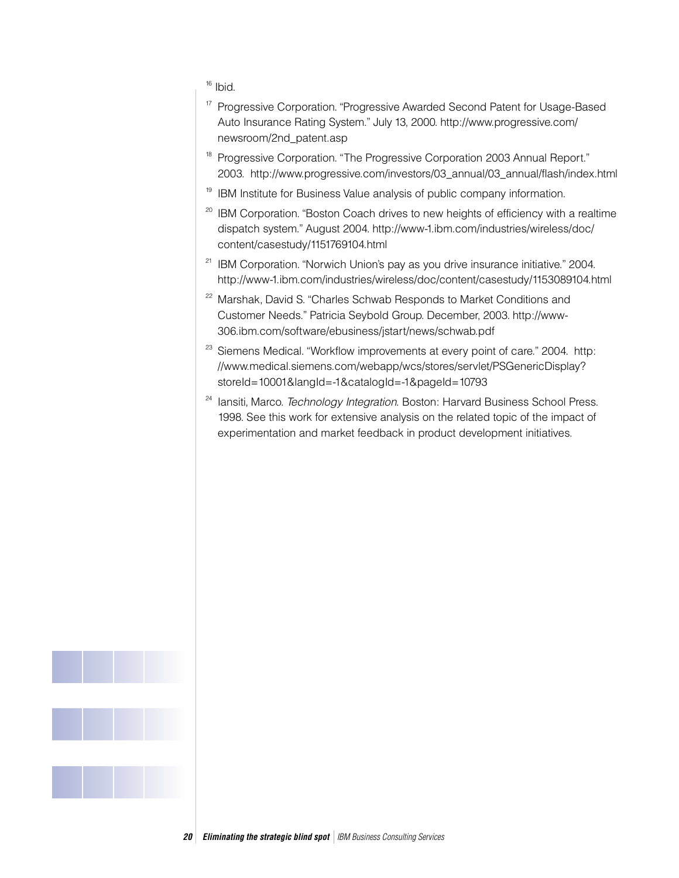[16] Ibid.

[17] Progressive Corporation. “Progressive Awarded Second Patent for Usage-Based Auto Insurance Rating System.” July 13, 2000. http://www.progressive.com/newsroom/2nd_patent.asp

[18] Progressive Corporation. “The Progressive Corporation 2003 Annual Report.” 2003. http://www.progressive.com/investors/03_annual/03_annual/flash/index.html

[19] IBM Institute for Business Value analysis of public company information.

[20] IBM Corporation. “Boston Coach drives to new heights of efficiency with a realtime dispatch system.” August 2004. http://www-1.ibm.com/industries/wireless/doc/content/casestudy/1151769104.html

[21] IBM Corporation. “Norwich Union’s pay as you drive insurance initiative.” 2004. http://www-1.ibm.com/industries/wireless/doc/content/casestudy/1153089104.html

[22] Marshak, David S. “Charles Schwab Responds to Market Conditions and Customer Needs.” Patricia Seybold Group. December, 2003. http://www-306.ibm.com/software/ebusiness/jstart/news/schwab.pdf

[23] Siemens Medical. “Workflow improvements at every point of care.” 2004. http://www.medical.siemens.com/webapp/wcs/stores/servlet/PSGenericDisplay?storeId=10001&langId=-1&catalogId=-1&pageId=10793

[24] Iansiti, Marco. *Technology Integration.* Boston: Harvard Business School Press. 1998. See this work for extensive analysis on the related topic of the impact of experimentation and market feedback in product development initiatives.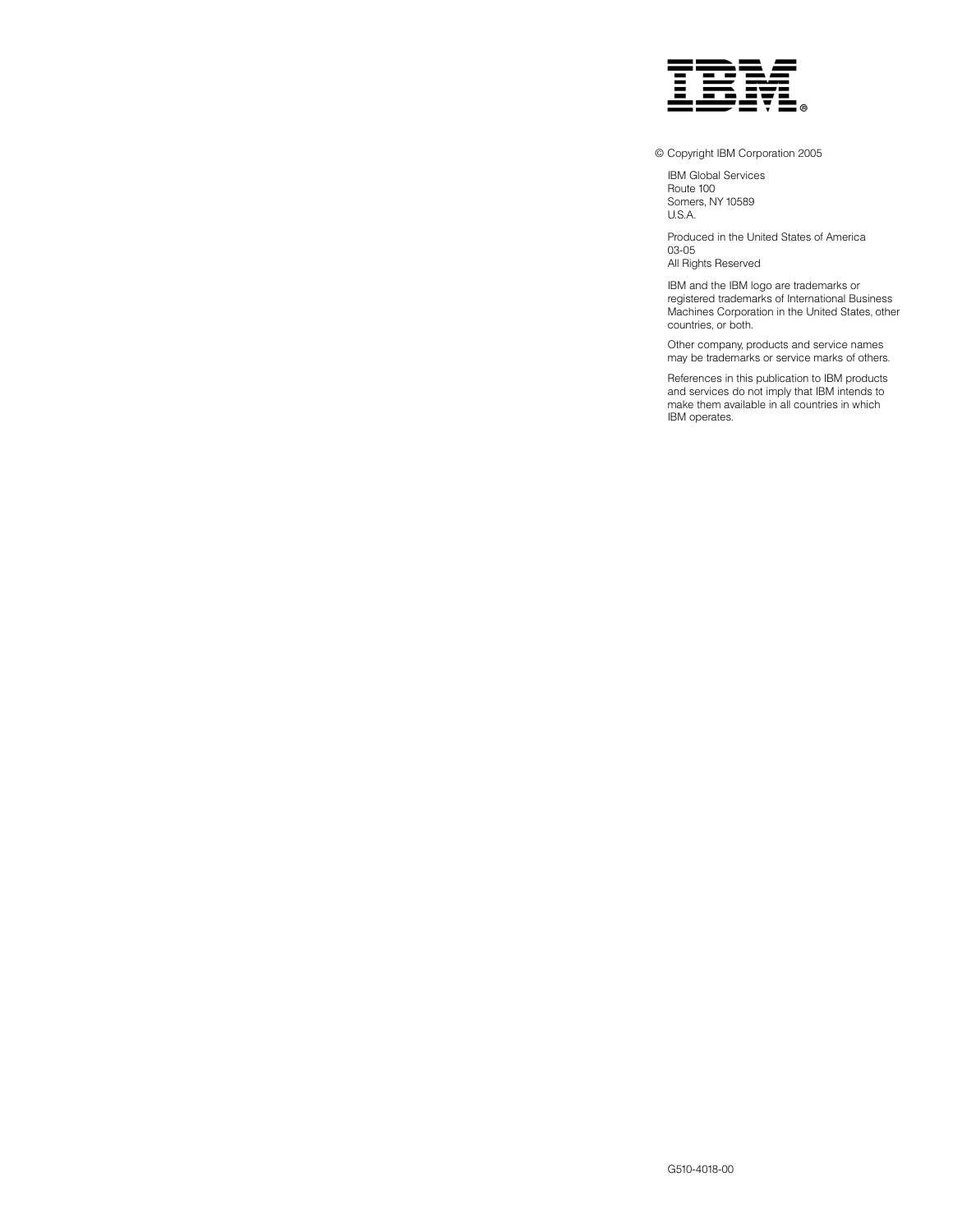© Copyright IBM Corporation 2005

IBM Global Services
Route 100
Somers, NY 10589
U.S.A.

Produced in the United States of America
03-05
All Rights Reserved

IBM and the IBM logo are trademarks or registered trademarks of International Business Machines Corporation in the United States, other countries, or both.

Other company, products and service names may be trademarks or service marks of others.

References in this publication to IBM products and services do not imply that IBM intends to make them available in all countries in which IBM operates.

G510-4018-00